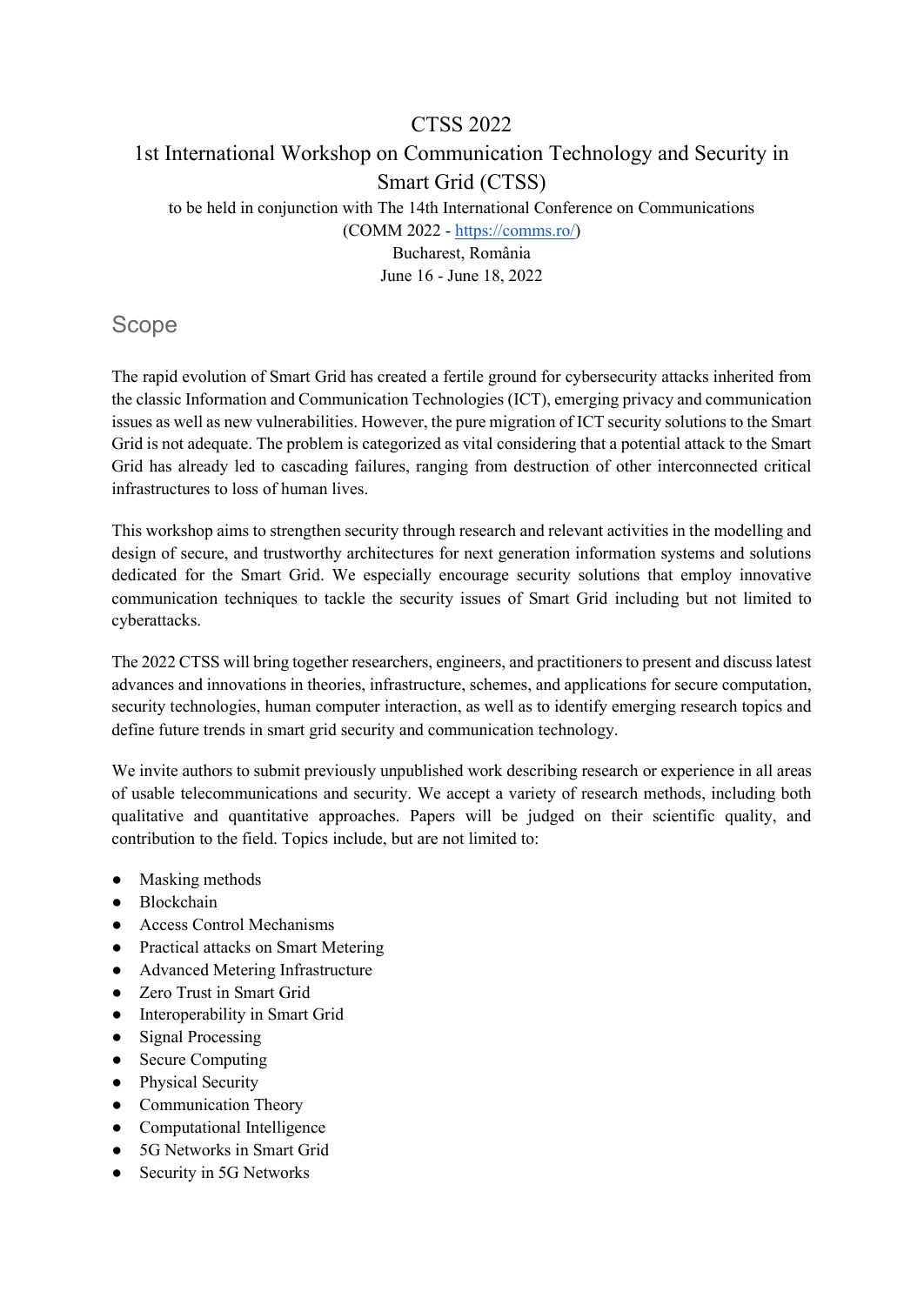# CTSS 2022

## 1st International Workshop on Communication Technology and Security in Smart Grid (CTSS)

to be held in conjunction with The 14th International Conference on Communications (COMM 2022 - https://comms.ro/)

Bucharest, România

June 16 - June 18, 2022

## Scope

The rapid evolution of Smart Grid has created a fertile ground for cybersecurity attacks inherited from the classic Information and Communication Technologies (ICT), emerging privacy and communication issues as well as new vulnerabilities. However, the pure migration of ICT security solutions to the Smart Grid is not adequate. The problem is categorized as vital considering that a potential attack to the Smart Grid has already led to cascading failures, ranging from destruction of other interconnected critical infrastructures to loss of human lives.

This workshop aims to strengthen security through research and relevant activities in the modelling and design of secure, and trustworthy architectures for next generation information systems and solutions dedicated for the Smart Grid. We especially encourage security solutions that employ innovative communication techniques to tackle the security issues of Smart Grid including but not limited to cyberattacks.

The 2022 CTSS will bring together researchers, engineers, and practitioners to present and discuss latest advances and innovations in theories, infrastructure, schemes, and applications for secure computation, security technologies, human computer interaction, as well as to identify emerging research topics and define future trends in smart grid security and communication technology.

We invite authors to submit previously unpublished work describing research or experience in all areas of usable telecommunications and security. We accept a variety of research methods, including both qualitative and quantitative approaches. Papers will be judged on their scientific quality, and contribution to the field. Topics include, but are not limited to:

- Masking methods
- Blockchain
- Access Control Mechanisms
- Practical attacks on Smart Metering
- Advanced Metering Infrastructure
- Zero Trust in Smart Grid
- Interoperability in Smart Grid
- Signal Processing
- Secure Computing
- Physical Security
- Communication Theory
- Computational Intelligence
- 5G Networks in Smart Grid
- Security in 5G Networks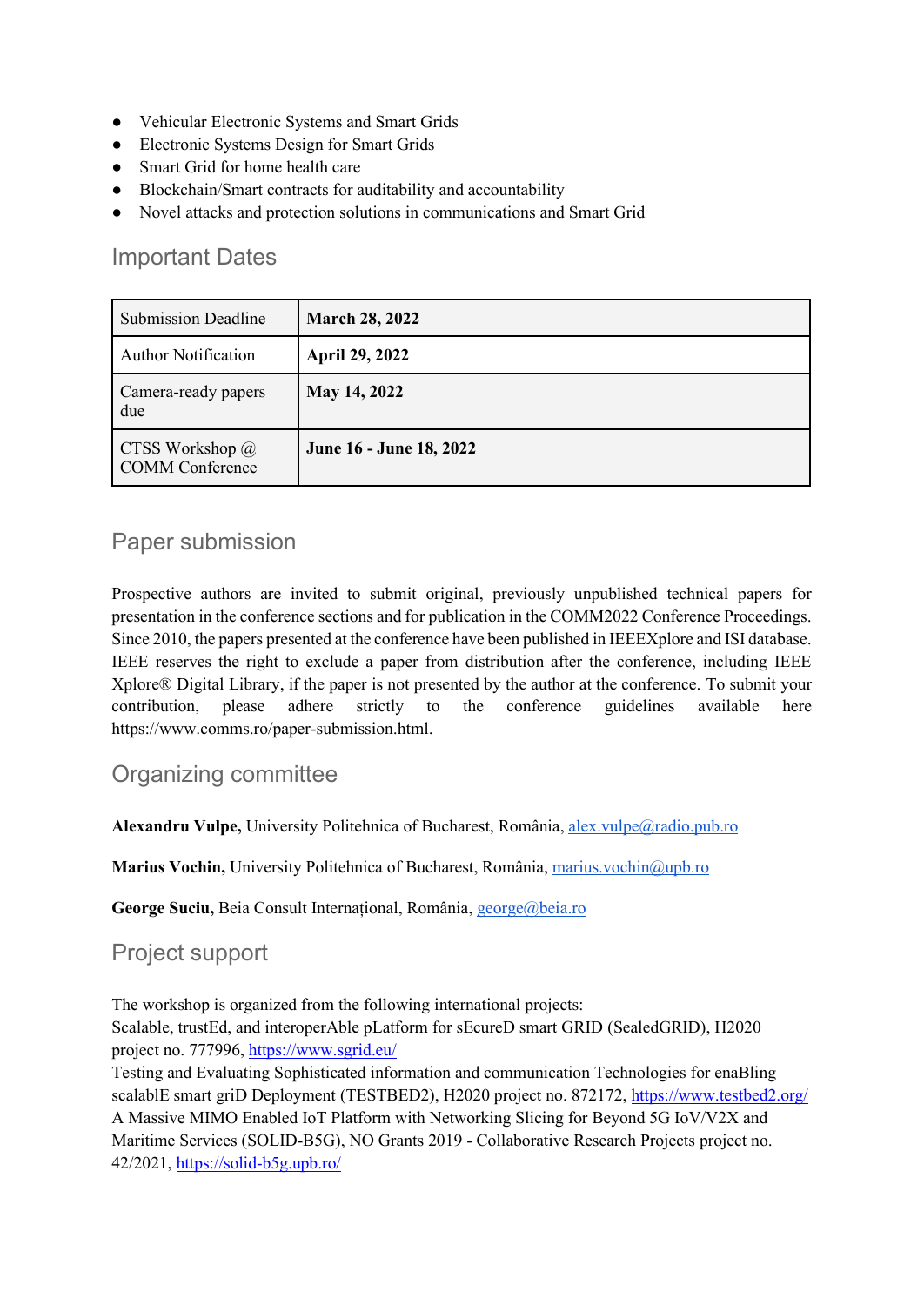- Vehicular Electronic Systems and Smart Grids
- Electronic Systems Design for Smart Grids
- Smart Grid for home health care
- Blockchain/Smart contracts for auditability and accountability
- Novel attacks and protection solutions in communications and Smart Grid

## Important Dates

| Submission Deadline | **March 28, 2022** |
| --- | --- |
| Author Notification | **April 29, 2022** |
| Camera-ready papers due | **May 14, 2022** |
| CTSS Workshop @ COMM Conference | **June 16 - June 18, 2022** |

## Paper submission

Prospective authors are invited to submit original, previously unpublished technical papers for presentation in the conference sections and for publication in the COMM2022 Conference Proceedings. Since 2010, the papers presented at the conference have been published in IEEEXplore and ISI database. IEEE reserves the right to exclude a paper from distribution after the conference, including IEEE Xplore® Digital Library, if the paper is not presented by the author at the conference. To submit your contribution, please adhere strictly to the conference guidelines available here https://www.comms.ro/paper-submission.html.

## Organizing committee

**Alexandru Vulpe,** University Politehnica of Bucharest, România, alex.vulpe@radio.pub.ro

**Marius Vochin,** University Politehnica of Bucharest, România, marius.vochin@upb.ro

**George Suciu,** Beia Consult Internațional, România, george@beia.ro

## Project support

The workshop is organized from the following international projects:
Scalable, trustEd, and interoperAble pLatform for sEcureD smart GRID (SealedGRID), H2020 project no. 777996, https://www.sgrid.eu/
Testing and Evaluating Sophisticated information and communication Technologies for enaBling scalablE smart griD Deployment (TESTBED2), H2020 project no. 872172, https://www.testbed2.org/
A Massive MIMO Enabled IoT Platform with Networking Slicing for Beyond 5G IoV/V2X and Maritime Services (SOLID-B5G), NO Grants 2019 - Collaborative Research Projects project no. 42/2021, https://solid-b5g.upb.ro/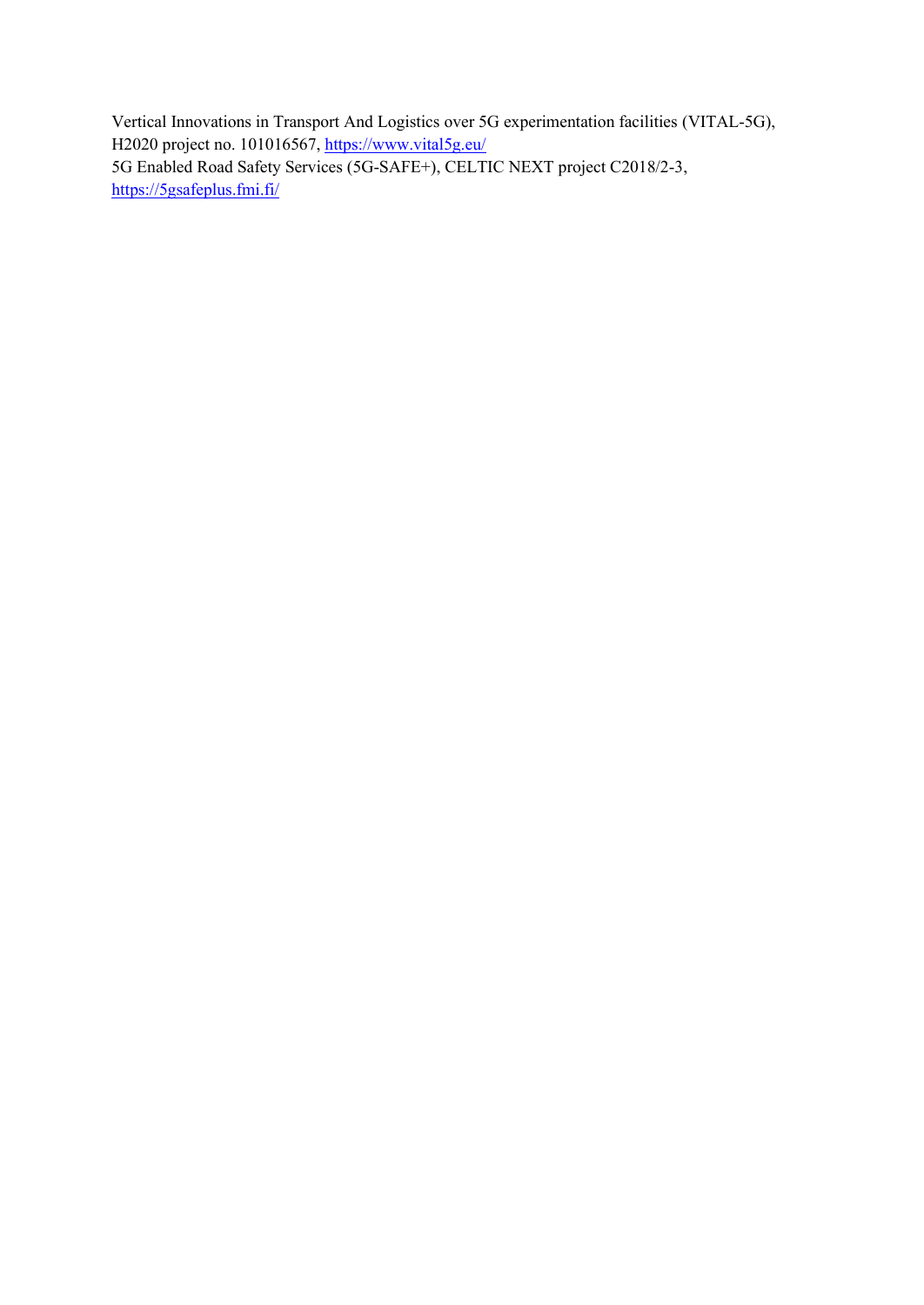Vertical Innovations in Transport And Logistics over 5G experimentation facilities (VITAL-5G), H2020 project no. 101016567, https://www.vital5g.eu/

5G Enabled Road Safety Services (5G-SAFE+), CELTIC NEXT project C2018/2-3, https://5gsafeplus.fmi.fi/